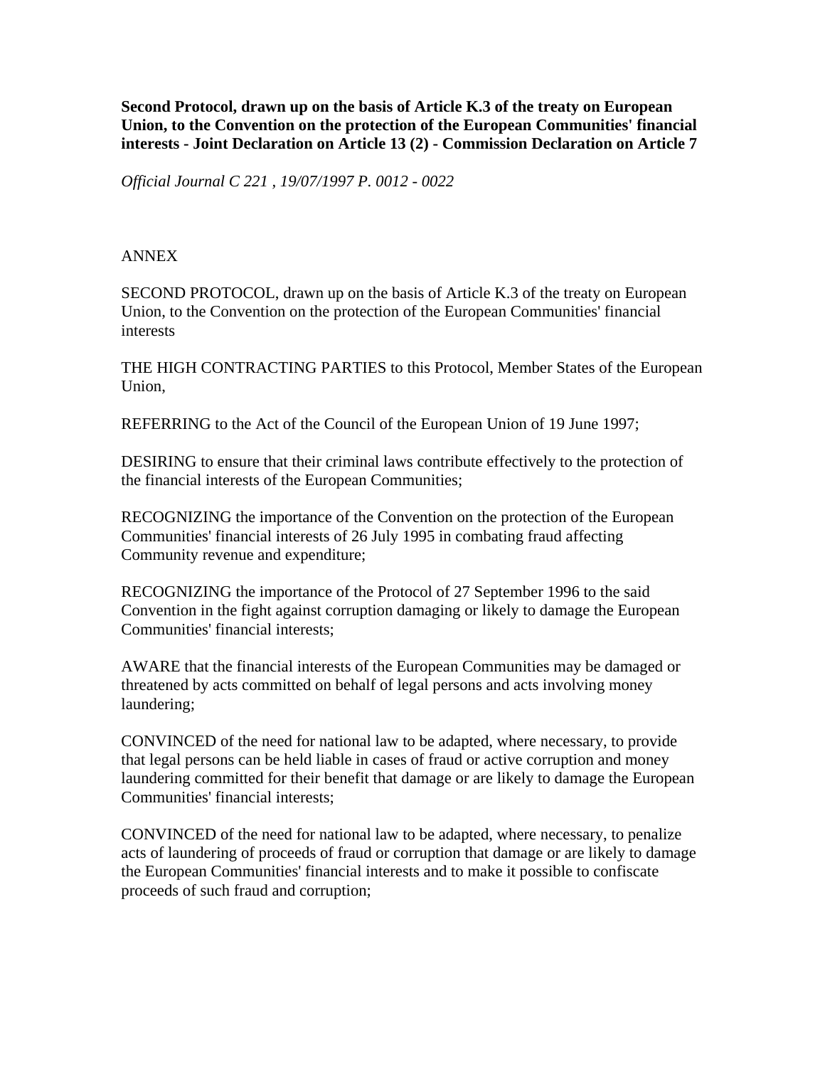**Second Protocol, drawn up on the basis of Article K.3 of the treaty on European Union, to the Convention on the protection of the European Communities' financial interests - Joint Declaration on Article 13 (2) - Commission Declaration on Article 7**

*Official Journal C 221 , 19/07/1997 P. 0012 - 0022*

ANNEX

SECOND PROTOCOL, drawn up on the basis of Article K.3 of the treaty on European Union, to the Convention on the protection of the European Communities' financial interests

THE HIGH CONTRACTING PARTIES to this Protocol, Member States of the European Union,

REFERRING to the Act of the Council of the European Union of 19 June 1997;

DESIRING to ensure that their criminal laws contribute effectively to the protection of the financial interests of the European Communities;

RECOGNIZING the importance of the Convention on the protection of the European Communities' financial interests of 26 July 1995 in combating fraud affecting Community revenue and expenditure;

RECOGNIZING the importance of the Protocol of 27 September 1996 to the said Convention in the fight against corruption damaging or likely to damage the European Communities' financial interests;

AWARE that the financial interests of the European Communities may be damaged or threatened by acts committed on behalf of legal persons and acts involving money laundering;

CONVINCED of the need for national law to be adapted, where necessary, to provide that legal persons can be held liable in cases of fraud or active corruption and money laundering committed for their benefit that damage or are likely to damage the European Communities' financial interests;

CONVINCED of the need for national law to be adapted, where necessary, to penalize acts of laundering of proceeds of fraud or corruption that damage or are likely to damage the European Communities' financial interests and to make it possible to confiscate proceeds of such fraud and corruption;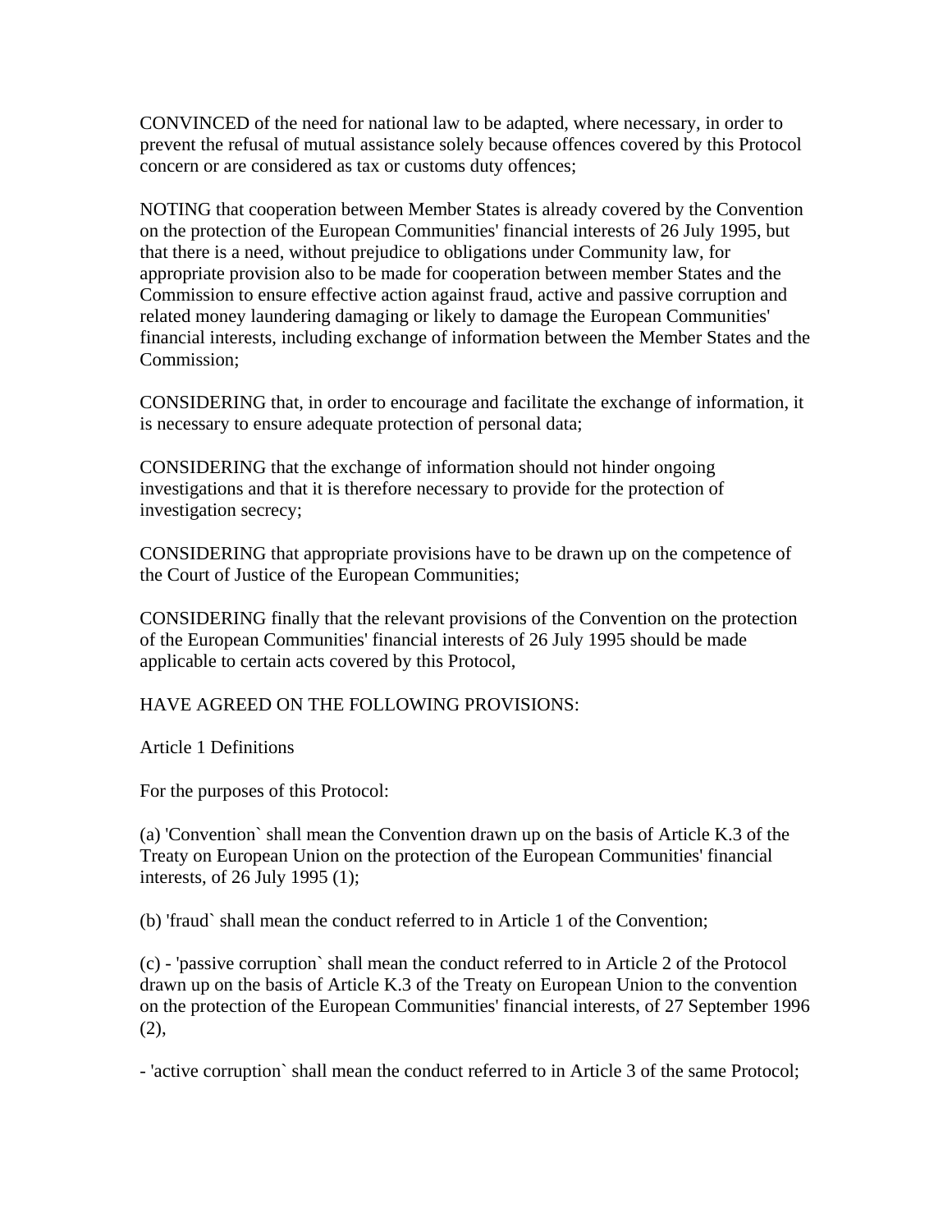CONVINCED of the need for national law to be adapted, where necessary, in order to prevent the refusal of mutual assistance solely because offences covered by this Protocol concern or are considered as tax or customs duty offences;

NOTING that cooperation between Member States is already covered by the Convention on the protection of the European Communities' financial interests of 26 July 1995, but that there is a need, without prejudice to obligations under Community law, for appropriate provision also to be made for cooperation between member States and the Commission to ensure effective action against fraud, active and passive corruption and related money laundering damaging or likely to damage the European Communities' financial interests, including exchange of information between the Member States and the Commission;

CONSIDERING that, in order to encourage and facilitate the exchange of information, it is necessary to ensure adequate protection of personal data;

CONSIDERING that the exchange of information should not hinder ongoing investigations and that it is therefore necessary to provide for the protection of investigation secrecy;

CONSIDERING that appropriate provisions have to be drawn up on the competence of the Court of Justice of the European Communities;

CONSIDERING finally that the relevant provisions of the Convention on the protection of the European Communities' financial interests of 26 July 1995 should be made applicable to certain acts covered by this Protocol,

HAVE AGREED ON THE FOLLOWING PROVISIONS:

Article 1 Definitions

For the purposes of this Protocol:

(a) 'Convention` shall mean the Convention drawn up on the basis of Article K.3 of the Treaty on European Union on the protection of the European Communities' financial interests, of 26 July 1995 (1);

(b) 'fraud` shall mean the conduct referred to in Article 1 of the Convention;

(c) - 'passive corruption` shall mean the conduct referred to in Article 2 of the Protocol drawn up on the basis of Article K.3 of the Treaty on European Union to the convention on the protection of the European Communities' financial interests, of 27 September 1996 (2),

- 'active corruption` shall mean the conduct referred to in Article 3 of the same Protocol;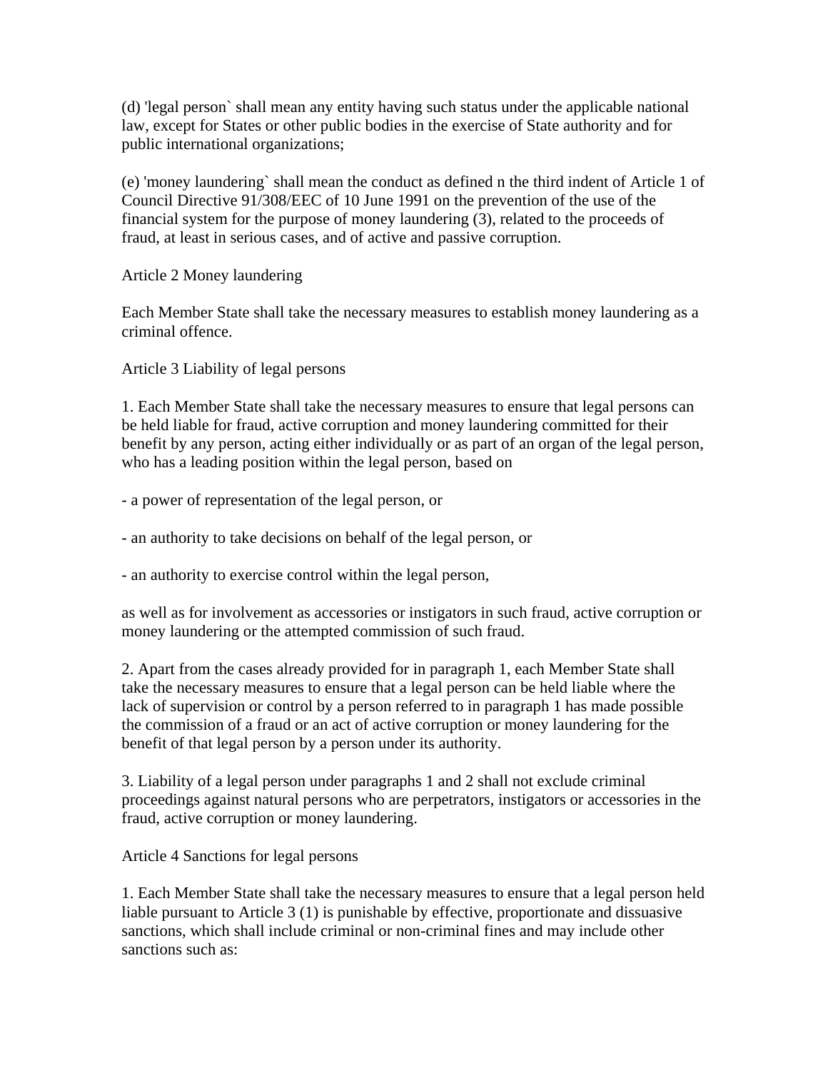(d) 'legal person` shall mean any entity having such status under the applicable national law, except for States or other public bodies in the exercise of State authority and for public international organizations;

(e) 'money laundering` shall mean the conduct as defined n the third indent of Article 1 of Council Directive 91/308/EEC of 10 June 1991 on the prevention of the use of the financial system for the purpose of money laundering (3), related to the proceeds of fraud, at least in serious cases, and of active and passive corruption.

Article 2 Money laundering

Each Member State shall take the necessary measures to establish money laundering as a criminal offence.

Article 3 Liability of legal persons

1. Each Member State shall take the necessary measures to ensure that legal persons can be held liable for fraud, active corruption and money laundering committed for their benefit by any person, acting either individually or as part of an organ of the legal person, who has a leading position within the legal person, based on

- a power of representation of the legal person, or

- an authority to take decisions on behalf of the legal person, or

- an authority to exercise control within the legal person,

as well as for involvement as accessories or instigators in such fraud, active corruption or money laundering or the attempted commission of such fraud.

2. Apart from the cases already provided for in paragraph 1, each Member State shall take the necessary measures to ensure that a legal person can be held liable where the lack of supervision or control by a person referred to in paragraph 1 has made possible the commission of a fraud or an act of active corruption or money laundering for the benefit of that legal person by a person under its authority.

3. Liability of a legal person under paragraphs 1 and 2 shall not exclude criminal proceedings against natural persons who are perpetrators, instigators or accessories in the fraud, active corruption or money laundering.

Article 4 Sanctions for legal persons

1. Each Member State shall take the necessary measures to ensure that a legal person held liable pursuant to Article 3 (1) is punishable by effective, proportionate and dissuasive sanctions, which shall include criminal or non-criminal fines and may include other sanctions such as: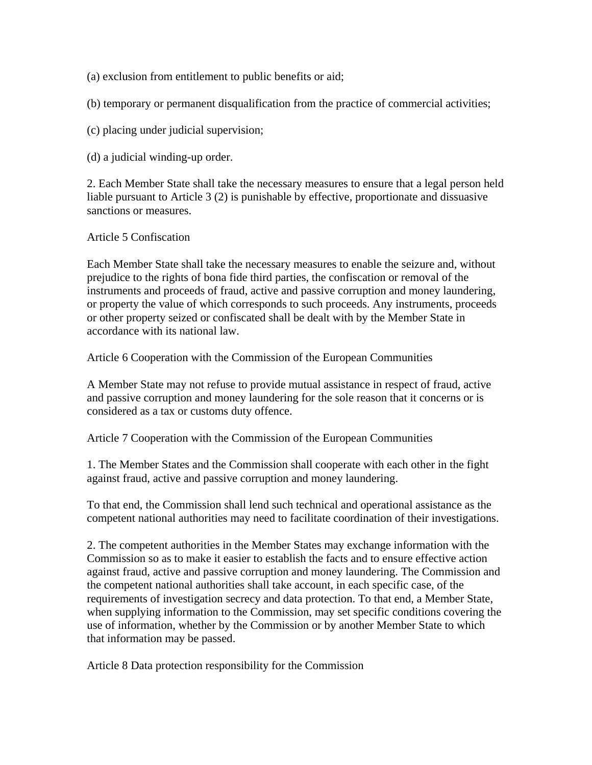(a) exclusion from entitlement to public benefits or aid;

(b) temporary or permanent disqualification from the practice of commercial activities;

(c) placing under judicial supervision;

(d) a judicial winding-up order.

2. Each Member State shall take the necessary measures to ensure that a legal person held liable pursuant to Article 3 (2) is punishable by effective, proportionate and dissuasive sanctions or measures.

Article 5 Confiscation

Each Member State shall take the necessary measures to enable the seizure and, without prejudice to the rights of bona fide third parties, the confiscation or removal of the instruments and proceeds of fraud, active and passive corruption and money laundering, or property the value of which corresponds to such proceeds. Any instruments, proceeds or other property seized or confiscated shall be dealt with by the Member State in accordance with its national law.

Article 6 Cooperation with the Commission of the European Communities

A Member State may not refuse to provide mutual assistance in respect of fraud, active and passive corruption and money laundering for the sole reason that it concerns or is considered as a tax or customs duty offence.

Article 7 Cooperation with the Commission of the European Communities

1. The Member States and the Commission shall cooperate with each other in the fight against fraud, active and passive corruption and money laundering.

To that end, the Commission shall lend such technical and operational assistance as the competent national authorities may need to facilitate coordination of their investigations.

2. The competent authorities in the Member States may exchange information with the Commission so as to make it easier to establish the facts and to ensure effective action against fraud, active and passive corruption and money laundering. The Commission and the competent national authorities shall take account, in each specific case, of the requirements of investigation secrecy and data protection. To that end, a Member State, when supplying information to the Commission, may set specific conditions covering the use of information, whether by the Commission or by another Member State to which that information may be passed.

Article 8 Data protection responsibility for the Commission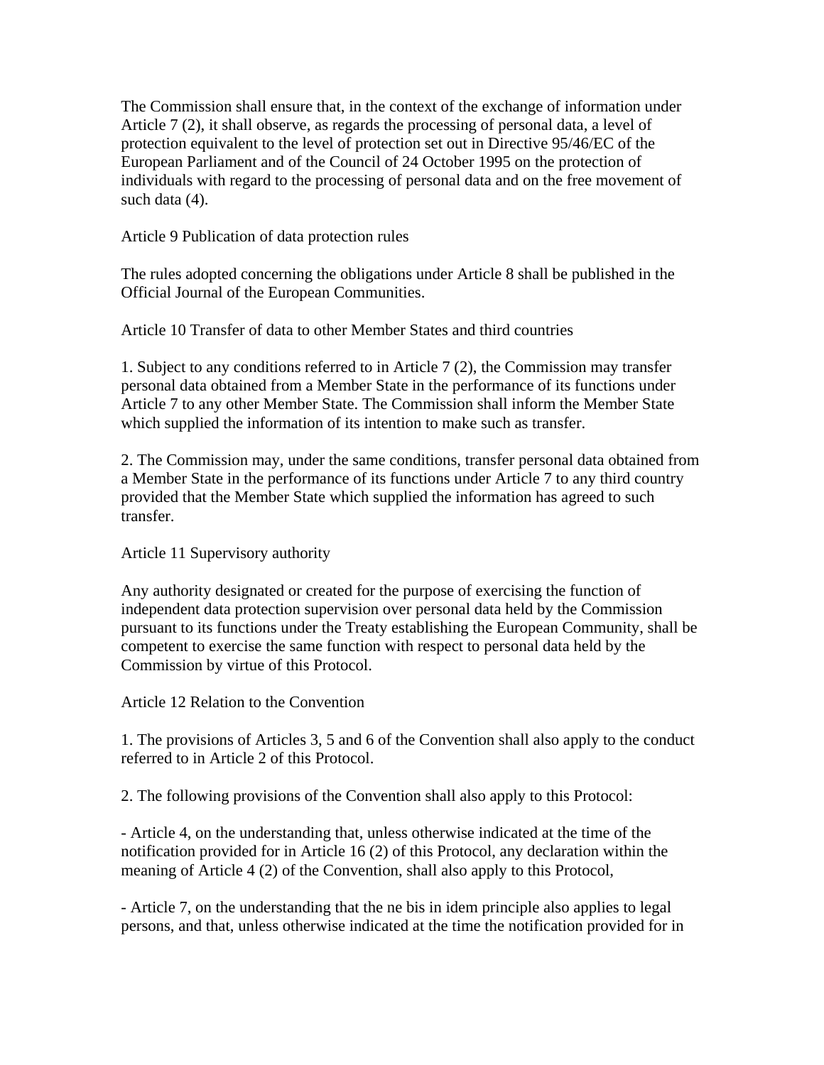The Commission shall ensure that, in the context of the exchange of information under Article 7 (2), it shall observe, as regards the processing of personal data, a level of protection equivalent to the level of protection set out in Directive 95/46/EC of the European Parliament and of the Council of 24 October 1995 on the protection of individuals with regard to the processing of personal data and on the free movement of such data (4).

Article 9 Publication of data protection rules

The rules adopted concerning the obligations under Article 8 shall be published in the Official Journal of the European Communities.

Article 10 Transfer of data to other Member States and third countries

1. Subject to any conditions referred to in Article 7 (2), the Commission may transfer personal data obtained from a Member State in the performance of its functions under Article 7 to any other Member State. The Commission shall inform the Member State which supplied the information of its intention to make such as transfer.

2. The Commission may, under the same conditions, transfer personal data obtained from a Member State in the performance of its functions under Article 7 to any third country provided that the Member State which supplied the information has agreed to such transfer.

Article 11 Supervisory authority

Any authority designated or created for the purpose of exercising the function of independent data protection supervision over personal data held by the Commission pursuant to its functions under the Treaty establishing the European Community, shall be competent to exercise the same function with respect to personal data held by the Commission by virtue of this Protocol.

Article 12 Relation to the Convention

1. The provisions of Articles 3, 5 and 6 of the Convention shall also apply to the conduct referred to in Article 2 of this Protocol.

2. The following provisions of the Convention shall also apply to this Protocol:

- Article 4, on the understanding that, unless otherwise indicated at the time of the notification provided for in Article 16 (2) of this Protocol, any declaration within the meaning of Article 4 (2) of the Convention, shall also apply to this Protocol,

- Article 7, on the understanding that the ne bis in idem principle also applies to legal persons, and that, unless otherwise indicated at the time the notification provided for in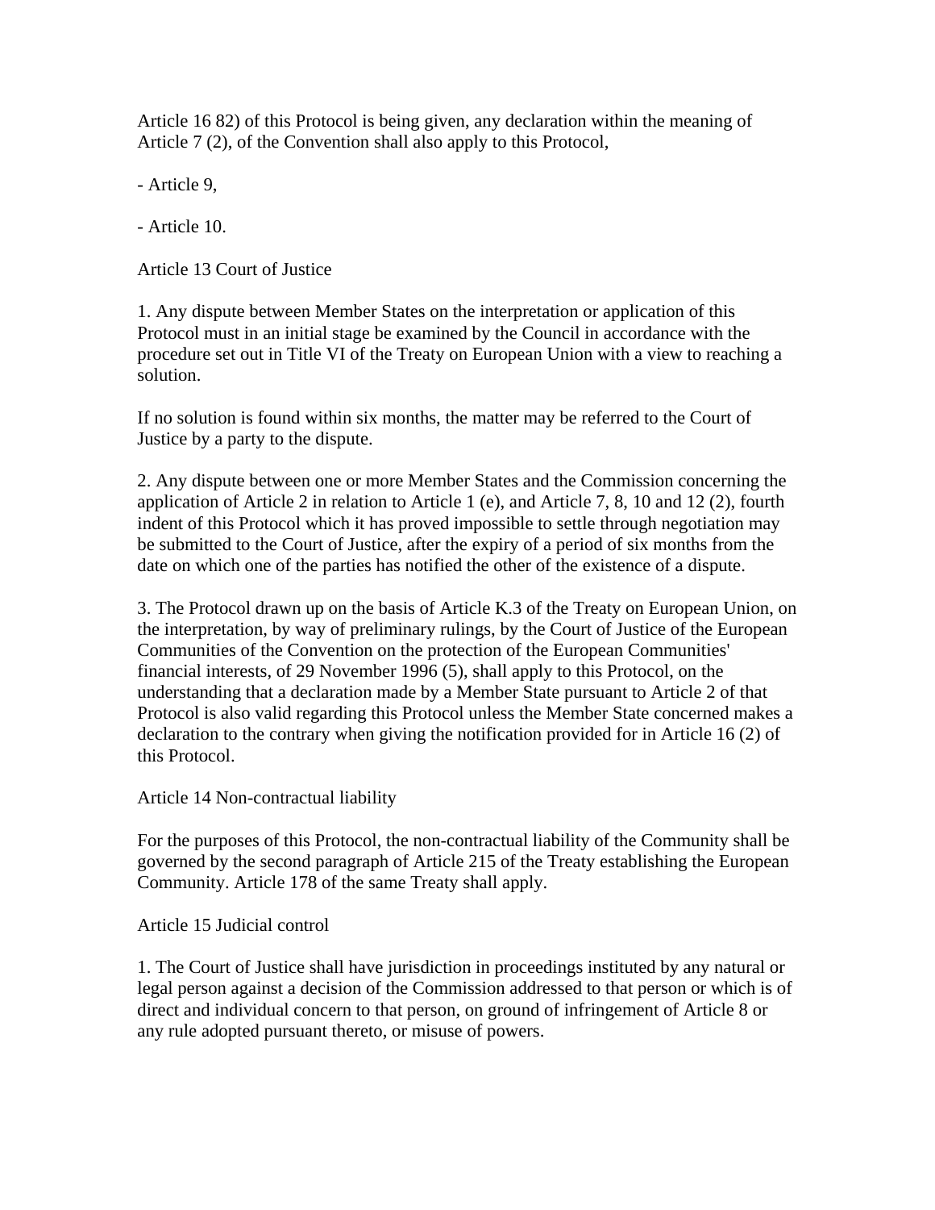Article 16 82) of this Protocol is being given, any declaration within the meaning of Article 7 (2), of the Convention shall also apply to this Protocol,

- Article 9,

- Article 10.

Article 13 Court of Justice

1. Any dispute between Member States on the interpretation or application of this Protocol must in an initial stage be examined by the Council in accordance with the procedure set out in Title VI of the Treaty on European Union with a view to reaching a solution.

If no solution is found within six months, the matter may be referred to the Court of Justice by a party to the dispute.

2. Any dispute between one or more Member States and the Commission concerning the application of Article 2 in relation to Article 1 (e), and Article 7, 8, 10 and 12 (2), fourth indent of this Protocol which it has proved impossible to settle through negotiation may be submitted to the Court of Justice, after the expiry of a period of six months from the date on which one of the parties has notified the other of the existence of a dispute.

3. The Protocol drawn up on the basis of Article K.3 of the Treaty on European Union, on the interpretation, by way of preliminary rulings, by the Court of Justice of the European Communities of the Convention on the protection of the European Communities' financial interests, of 29 November 1996 (5), shall apply to this Protocol, on the understanding that a declaration made by a Member State pursuant to Article 2 of that Protocol is also valid regarding this Protocol unless the Member State concerned makes a declaration to the contrary when giving the notification provided for in Article 16 (2) of this Protocol.

Article 14 Non-contractual liability

For the purposes of this Protocol, the non-contractual liability of the Community shall be governed by the second paragraph of Article 215 of the Treaty establishing the European Community. Article 178 of the same Treaty shall apply.

Article 15 Judicial control

1. The Court of Justice shall have jurisdiction in proceedings instituted by any natural or legal person against a decision of the Commission addressed to that person or which is of direct and individual concern to that person, on ground of infringement of Article 8 or any rule adopted pursuant thereto, or misuse of powers.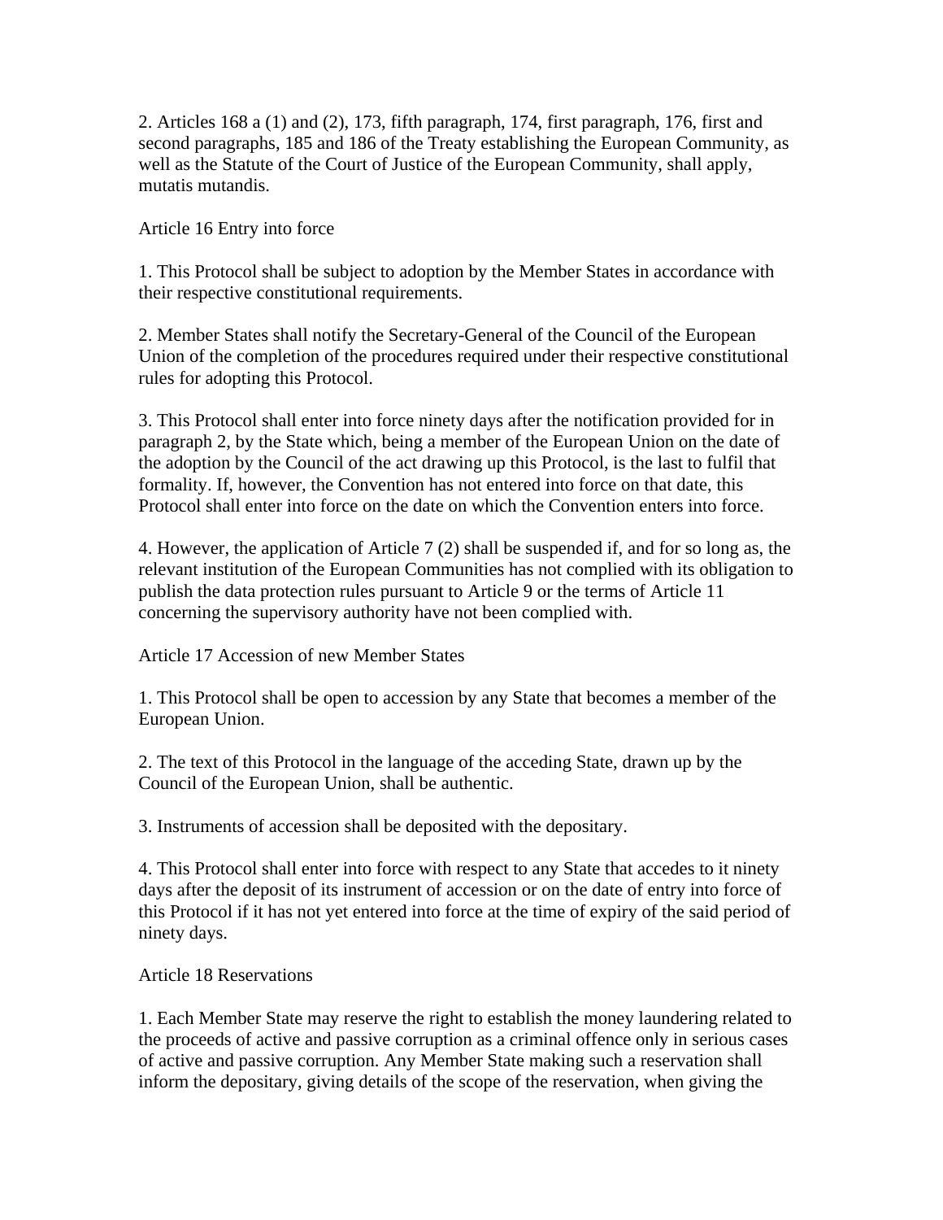2. Articles 168 a (1) and (2), 173, fifth paragraph, 174, first paragraph, 176, first and second paragraphs, 185 and 186 of the Treaty establishing the European Community, as well as the Statute of the Court of Justice of the European Community, shall apply, mutatis mutandis.

Article 16 Entry into force

1. This Protocol shall be subject to adoption by the Member States in accordance with their respective constitutional requirements.

2. Member States shall notify the Secretary-General of the Council of the European Union of the completion of the procedures required under their respective constitutional rules for adopting this Protocol.

3. This Protocol shall enter into force ninety days after the notification provided for in paragraph 2, by the State which, being a member of the European Union on the date of the adoption by the Council of the act drawing up this Protocol, is the last to fulfil that formality. If, however, the Convention has not entered into force on that date, this Protocol shall enter into force on the date on which the Convention enters into force.

4. However, the application of Article 7 (2) shall be suspended if, and for so long as, the relevant institution of the European Communities has not complied with its obligation to publish the data protection rules pursuant to Article 9 or the terms of Article 11 concerning the supervisory authority have not been complied with.

Article 17 Accession of new Member States

1. This Protocol shall be open to accession by any State that becomes a member of the European Union.

2. The text of this Protocol in the language of the acceding State, drawn up by the Council of the European Union, shall be authentic.

3. Instruments of accession shall be deposited with the depositary.

4. This Protocol shall enter into force with respect to any State that accedes to it ninety days after the deposit of its instrument of accession or on the date of entry into force of this Protocol if it has not yet entered into force at the time of expiry of the said period of ninety days.

Article 18 Reservations

1. Each Member State may reserve the right to establish the money laundering related to the proceeds of active and passive corruption as a criminal offence only in serious cases of active and passive corruption. Any Member State making such a reservation shall inform the depositary, giving details of the scope of the reservation, when giving the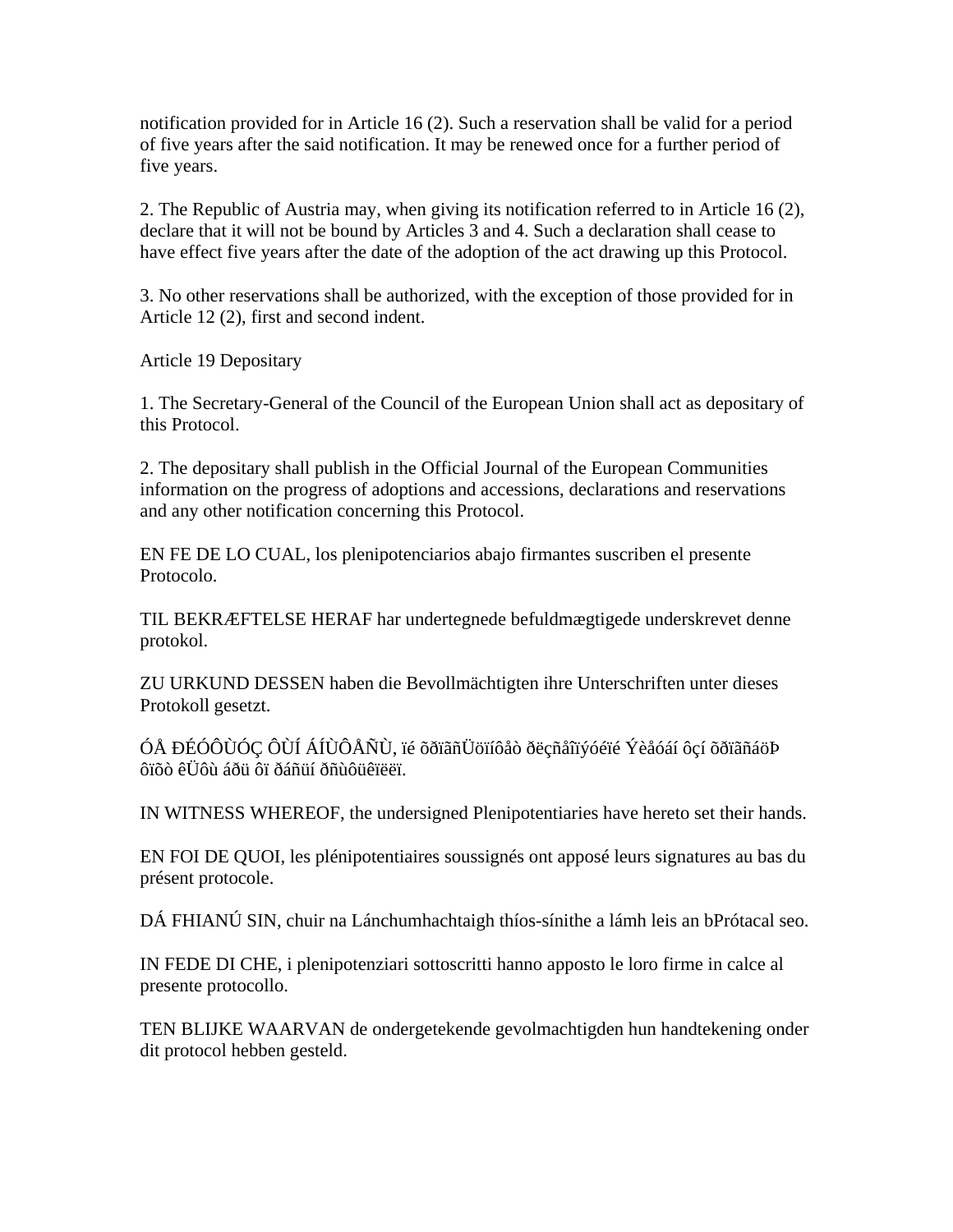notification provided for in Article 16 (2). Such a reservation shall be valid for a period of five years after the said notification. It may be renewed once for a further period of five years.

2. The Republic of Austria may, when giving its notification referred to in Article 16 (2), declare that it will not be bound by Articles 3 and 4. Such a declaration shall cease to have effect five years after the date of the adoption of the act drawing up this Protocol.

3. No other reservations shall be authorized, with the exception of those provided for in Article 12 (2), first and second indent.

Article 19 Depositary

1. The Secretary-General of the Council of the European Union shall act as depositary of this Protocol.

2. The depositary shall publish in the Official Journal of the European Communities information on the progress of adoptions and accessions, declarations and reservations and any other notification concerning this Protocol.

EN FE DE LO CUAL, los plenipotenciarios abajo firmantes suscriben el presente Protocolo.

TIL BEKRÆFTELSE HERAF har undertegnede befuldmægtigede underskrevet denne protokol.

ZU URKUND DESSEN haben die Bevollmächtigten ihre Unterschriften unter dieses Protokoll gesetzt.

ÓÅ ÐÉÓÔÙÓÇ ÔÙÍ ÁÍÙÔÅÑÙ, ïé õðïãñÜöïíôåò ðëçñåîïýóéïé Ýèåóáí ôçí õðïãñáöÞ ôïõò êÜôù áðü ôï ðáñüí ðñùôüêïëëï.

IN WITNESS WHEREOF, the undersigned Plenipotentiaries have hereto set their hands.

EN FOI DE QUOI, les plénipotentiaires soussignés ont apposé leurs signatures au bas du présent protocole.

DÁ FHIANÚ SIN, chuir na Lánchumhachtaigh thíos-sínithe a lámh leis an bPrótacal seo.

IN FEDE DI CHE, i plenipotenziari sottoscritti hanno apposto le loro firme in calce al presente protocollo.

TEN BLIJKE WAARVAN de ondergetekende gevolmachtigden hun handtekening onder dit protocol hebben gesteld.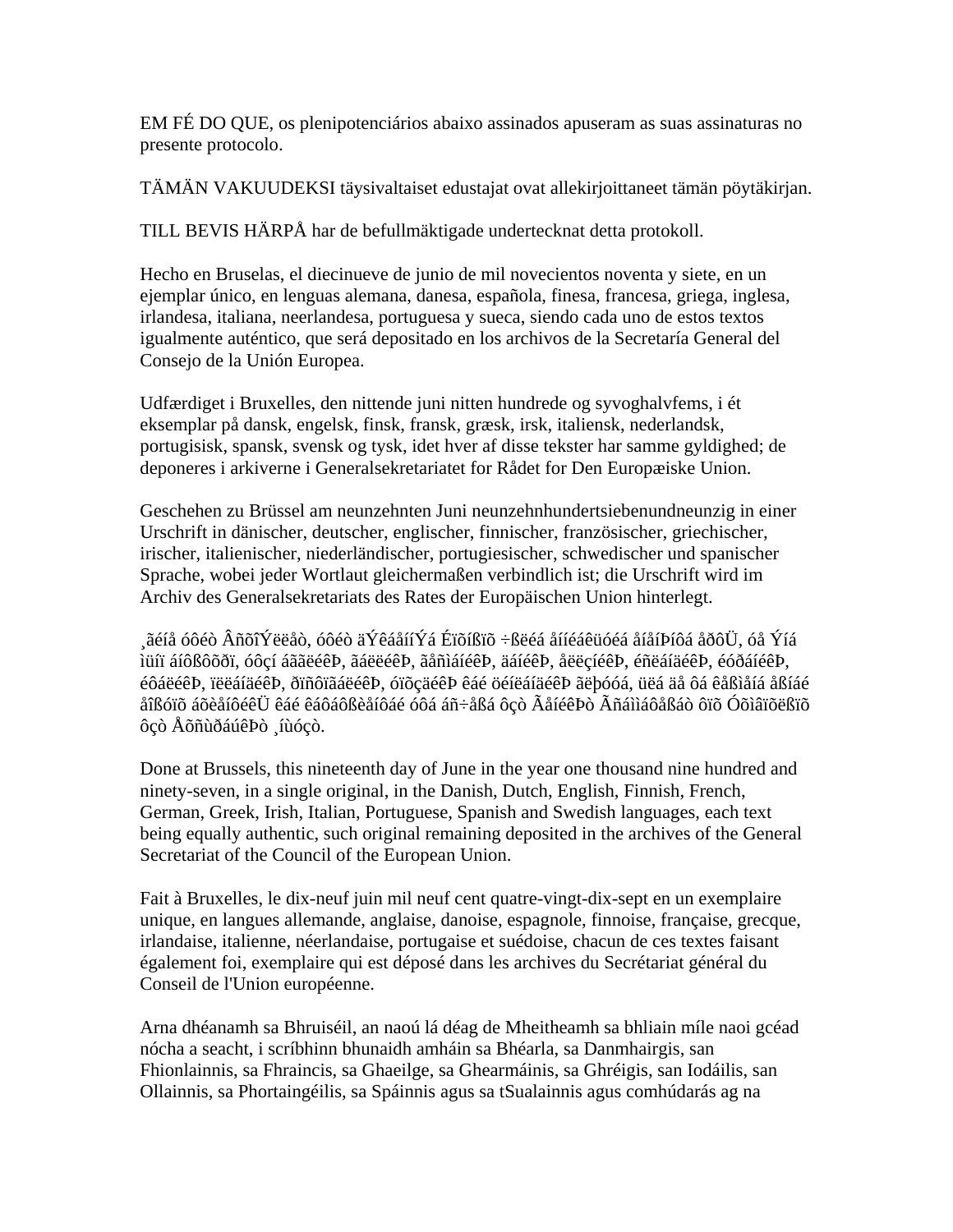EM FÉ DO QUE, os plenipotenciários abaixo assinados apuseram as suas assinaturas no presente protocolo.

TÄMÄN VAKUUDEKSI täysivaltaiset edustajat ovat allekirjoittaneet tämän pöytäkirjan.

TILL BEVIS HÄRPÅ har de befullmäktigade undertecknat detta protokoll.

Hecho en Bruselas, el diecinueve de junio de mil novecientos noventa y siete, en un ejemplar único, en lenguas alemana, danesa, española, finesa, francesa, griega, inglesa, irlandesa, italiana, neerlandesa, portuguesa y sueca, siendo cada uno de estos textos igualmente auténtico, que será depositado en los archivos de la Secretaría General del Consejo de la Unión Europea.

Udfærdiget i Bruxelles, den nittende juni nitten hundrede og syvoghalvfems, i ét eksemplar på dansk, engelsk, finsk, fransk, græsk, irsk, italiensk, nederlandsk, portugisisk, spansk, svensk og tysk, idet hver af disse tekster har samme gyldighed; de deponeres i arkiverne i Generalsekretariatet for Rådet for Den Europæiske Union.

Geschehen zu Brüssel am neunzehnten Juni neunzehnhundertsiebenundneunzig in einer Urschrift in dänischer, deutscher, englischer, finnischer, französischer, griechischer, irischer, italienischer, niederländischer, portugiesischer, schwedischer und spanischer Sprache, wobei jeder Wortlaut gleichermaßen verbindlich ist; die Urschrift wird im Archiv des Generalsekretariats des Rates der Europäischen Union hinterlegt.

¸ãéíå óôéò ÂñõîÝëëåò, óôéò äÝêáåííÝá Éïõíßïõ ÷ßëéá åííéáêüóéá åíåíÞíôá åðôÜ, óå Ýíá ìüíï áíôßôõðï, óôçí áããëéêÞ, ãáëëéêÞ, ãåñìáíéêÞ, äáíéêÞ, åëëçíéêÞ, éñëáíäéêÞ, éóðáíéêÞ, éôáëéêÞ, ïëëáíäéêÞ, ðïñôïãáëéêÞ, óïõçäéêÞ êáé öéíëáíäéêÞ ãëþóóá, üëá äå ôá êåßìåíá åßíáé åîßóïõ áõèåíôéêÜ êáé êáôáôßèåíôáé óôá áñ÷åßá ôçò ÃåíéêÞò Ãñáììáôåßáò ôïõ Óõìâïõëßïõ ôçò ÅõñùðáúêÞò ¸íùóçò.

Done at Brussels, this nineteenth day of June in the year one thousand nine hundred and ninety-seven, in a single original, in the Danish, Dutch, English, Finnish, French, German, Greek, Irish, Italian, Portuguese, Spanish and Swedish languages, each text being equally authentic, such original remaining deposited in the archives of the General Secretariat of the Council of the European Union.

Fait à Bruxelles, le dix-neuf juin mil neuf cent quatre-vingt-dix-sept en un exemplaire unique, en langues allemande, anglaise, danoise, espagnole, finnoise, française, grecque, irlandaise, italienne, néerlandaise, portugaise et suédoise, chacun de ces textes faisant également foi, exemplaire qui est déposé dans les archives du Secrétariat général du Conseil de l'Union européenne.

Arna dhéanamh sa Bhruiséil, an naoú lá déag de Mheitheamh sa bhliain míle naoi gcéad nócha a seacht, i scríbhinn bhunaidh amháin sa Bhéarla, sa Danmhairgis, san Fhionlainnis, sa Fhraincis, sa Ghaeilge, sa Ghearmáinis, sa Ghréigis, san Iodáilis, san Ollainnis, sa Phortaingéilis, sa Spáinnis agus sa tSualainnis agus comhúdarás ag na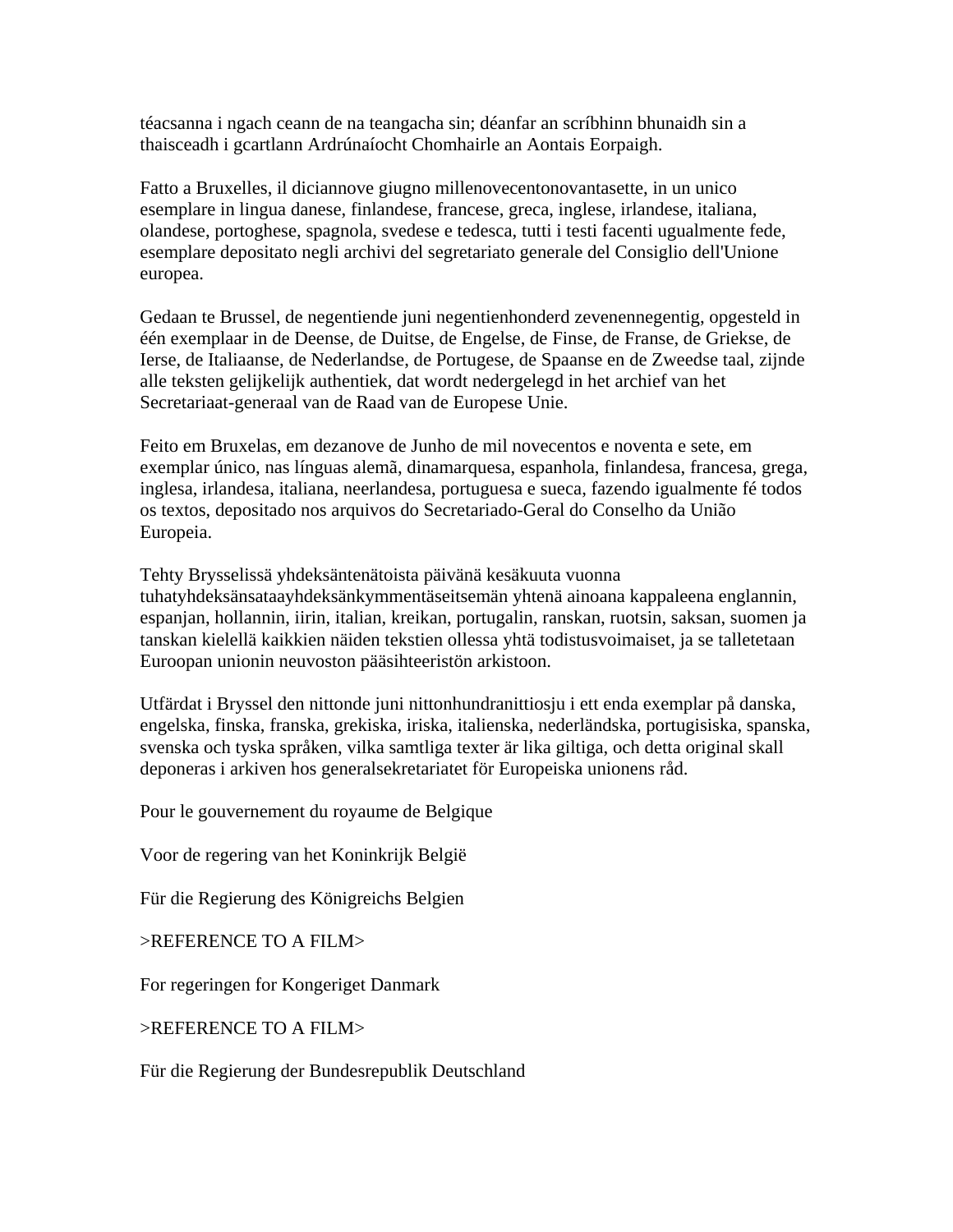téacsanna i ngach ceann de na teangacha sin; déanfar an scríbhinn bhunaidh sin a thaisceadh i gcartlann Ardrúnaíocht Chomhairle an Aontais Eorpaigh.

Fatto a Bruxelles, il diciannove giugno millenovecentonovantasette, in un unico esemplare in lingua danese, finlandese, francese, greca, inglese, irlandese, italiana, olandese, portoghese, spagnola, svedese e tedesca, tutti i testi facenti ugualmente fede, esemplare depositato negli archivi del segretariato generale del Consiglio dell'Unione europea.

Gedaan te Brussel, de negentiende juni negentienhonderd zevenennegentig, opgesteld in één exemplaar in de Deense, de Duitse, de Engelse, de Finse, de Franse, de Griekse, de Ierse, de Italiaanse, de Nederlandse, de Portugese, de Spaanse en de Zweedse taal, zijnde alle teksten gelijkelijk authentiek, dat wordt nedergelegd in het archief van het Secretariaat-generaal van de Raad van de Europese Unie.

Feito em Bruxelas, em dezanove de Junho de mil novecentos e noventa e sete, em exemplar único, nas línguas alemã, dinamarquesa, espanhola, finlandesa, francesa, grega, inglesa, irlandesa, italiana, neerlandesa, portuguesa e sueca, fazendo igualmente fé todos os textos, depositado nos arquivos do Secretariado-Geral do Conselho da União Europeia.

Tehty Brysselissä yhdeksäntenätoista päivänä kesäkuuta vuonna tuhatyhdeksänsataayhdeksänkymmentäseitsemän yhtenä ainoana kappaleena englannin, espanjan, hollannin, iirin, italian, kreikan, portugalin, ranskan, ruotsin, saksan, suomen ja tanskan kielellä kaikkien näiden tekstien ollessa yhtä todistusvoimaiset, ja se talletetaan Euroopan unionin neuvoston pääsihteeristön arkistoon.

Utfärdat i Bryssel den nittonde juni nittonhundranittiosju i ett enda exemplar på danska, engelska, finska, franska, grekiska, iriska, italienska, nederländska, portugisiska, spanska, svenska och tyska språken, vilka samtliga texter är lika giltiga, och detta original skall deponeras i arkiven hos generalsekretariatet för Europeiska unionens råd.

Pour le gouvernement du royaume de Belgique

Voor de regering van het Koninkrijk België

Für die Regierung des Königreichs Belgien

>REFERENCE TO A FILM>

For regeringen for Kongeriget Danmark

>REFERENCE TO A FILM>

Für die Regierung der Bundesrepublik Deutschland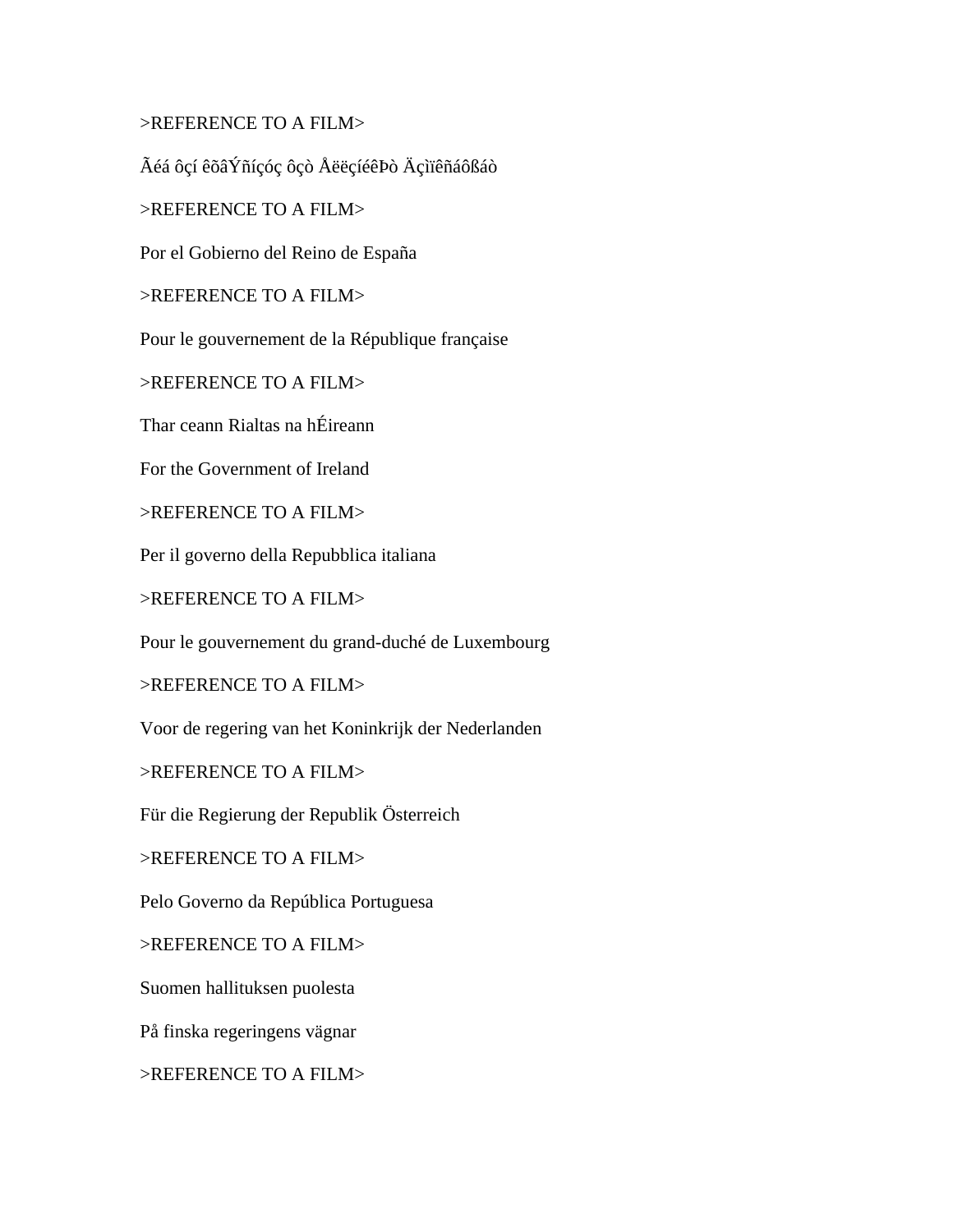>REFERENCE TO A FILM>

Ãéá ôçí êõâÝñíçóç ôçò ÅëëçíéêÞò Äçìïêñáôßáò

>REFERENCE TO A FILM>

Por el Gobierno del Reino de España

>REFERENCE TO A FILM>

Pour le gouvernement de la République française

>REFERENCE TO A FILM>

Thar ceann Rialtas na hÉireann

For the Government of Ireland

>REFERENCE TO A FILM>

Per il governo della Repubblica italiana

>REFERENCE TO A FILM>

Pour le gouvernement du grand-duché de Luxembourg

>REFERENCE TO A FILM>

Voor de regering van het Koninkrijk der Nederlanden

>REFERENCE TO A FILM>

Für die Regierung der Republik Österreich

>REFERENCE TO A FILM>

Pelo Governo da República Portuguesa

>REFERENCE TO A FILM>

Suomen hallituksen puolesta

På finska regeringens vägnar

>REFERENCE TO A FILM>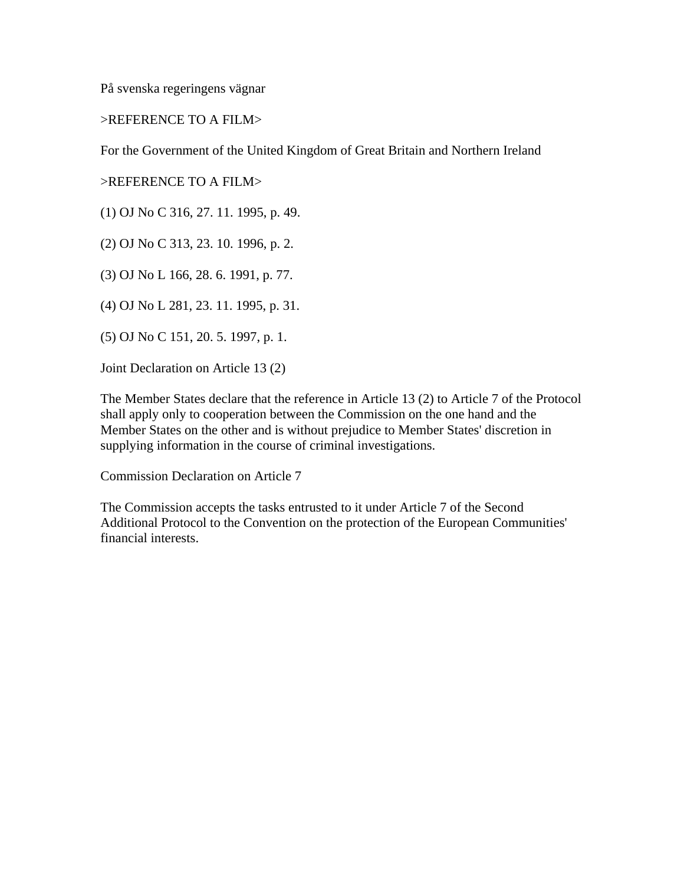På svenska regeringens vägnar

>REFERENCE TO A FILM>

For the Government of the United Kingdom of Great Britain and Northern Ireland

>REFERENCE TO A FILM>

(1) OJ No C 316, 27. 11. 1995, p. 49.

(2) OJ No C 313, 23. 10. 1996, p. 2.

(3) OJ No L 166, 28. 6. 1991, p. 77.

(4) OJ No L 281, 23. 11. 1995, p. 31.

(5) OJ No C 151, 20. 5. 1997, p. 1.

Joint Declaration on Article 13 (2)

The Member States declare that the reference in Article 13 (2) to Article 7 of the Protocol shall apply only to cooperation between the Commission on the one hand and the Member States on the other and is without prejudice to Member States' discretion in supplying information in the course of criminal investigations.

Commission Declaration on Article 7

The Commission accepts the tasks entrusted to it under Article 7 of the Second Additional Protocol to the Convention on the protection of the European Communities' financial interests.